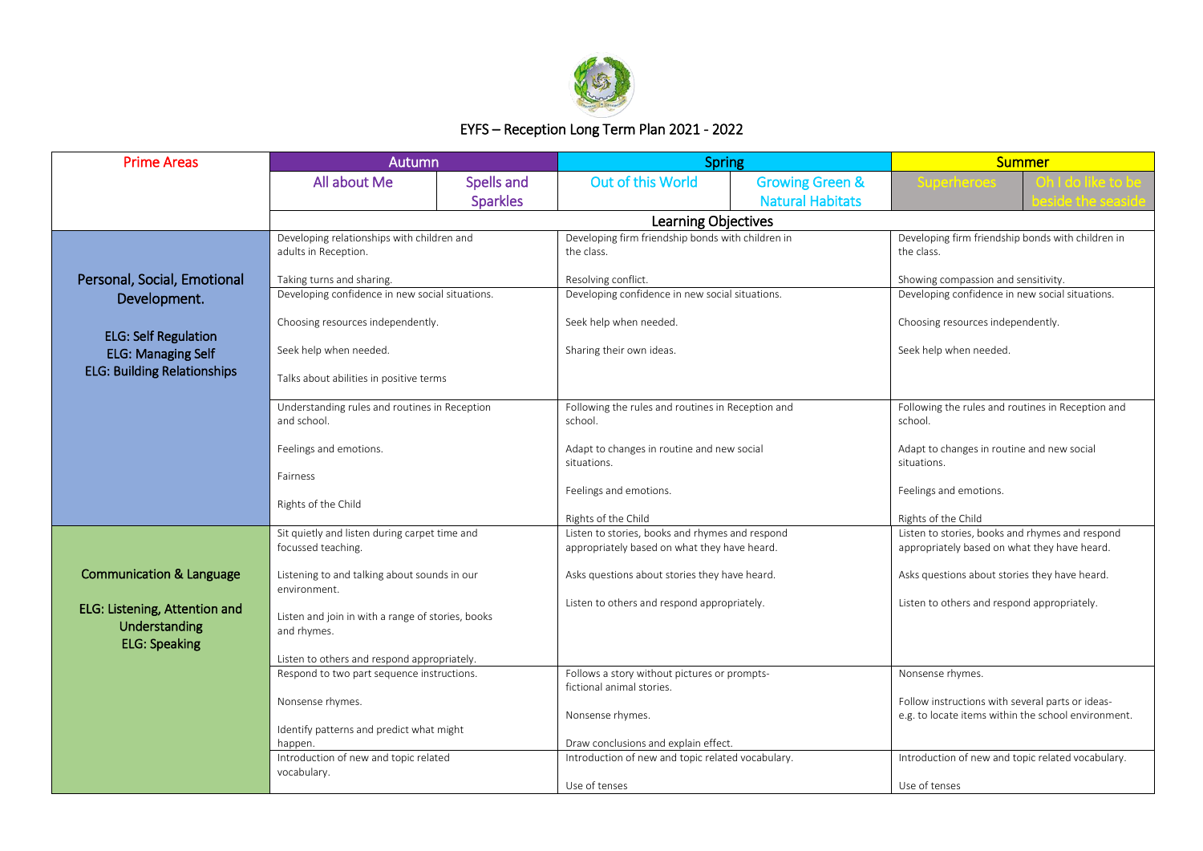# EYFS – Reception Long Term Plan 2021 - 2022

| Prime Areas | Autumn | | Spring | | Summer | |
|---|---|---|---|---|---|---|
| | All about Me | Spells and Sparkles | Out of this World | Growing Green & Natural Habitats | Superheroes | Oh I do like to be beside the seaside |
| | Learning Objectives | | | | | |
| **Personal, Social, Emotional Development.**<br><br>ELG: Self Regulation<br>ELG: Managing Self<br>ELG: Building Relationships | Developing relationships with children and adults in Reception.<br><br>Taking turns and sharing. | | Developing firm friendship bonds with children in the class.<br><br>Resolving conflict. | | Developing firm friendship bonds with children in the class.<br><br>Showing compassion and sensitivity. | |
| | Developing confidence in new social situations.<br><br>Choosing resources independently.<br><br>Seek help when needed.<br><br>Talks about abilities in positive terms | | Developing confidence in new social situations.<br><br>Seek help when needed.<br><br>Sharing their own ideas. | | Developing confidence in new social situations.<br><br>Choosing resources independently.<br><br>Seek help when needed. | |
| | Understanding rules and routines in Reception and school.<br><br>Feelings and emotions.<br><br>Fairness<br><br>Rights of the Child | | Following the rules and routines in Reception and school.<br><br>Adapt to changes in routine and new social situations.<br><br>Feelings and emotions.<br><br>Rights of the Child | | Following the rules and routines in Reception and school.<br><br>Adapt to changes in routine and new social situations.<br><br>Feelings and emotions.<br><br>Rights of the Child | |
| **Communication & Language**<br><br>ELG: Listening, Attention and Understanding<br>ELG: Speaking | Sit quietly and listen during carpet time and focussed teaching.<br><br>Listening to and talking about sounds in our environment.<br><br>Listen and join in with a range of stories, books and rhymes.<br><br>Listen to others and respond appropriately. | | Listen to stories, books and rhymes and respond appropriately based on what they have heard.<br><br>Asks questions about stories they have heard.<br><br>Listen to others and respond appropriately. | | Listen to stories, books and rhymes and respond appropriately based on what they have heard.<br><br>Asks questions about stories they have heard.<br><br>Listen to others and respond appropriately. | |
| | Respond to two part sequence instructions.<br><br>Nonsense rhymes.<br><br>Identify patterns and predict what might happen. | | Follows a story without pictures or prompts-fictional animal stories.<br><br>Nonsense rhymes.<br><br>Draw conclusions and explain effect. | | Nonsense rhymes.<br><br>Follow instructions with several parts or ideas-e.g. to locate items within the school environment. | |
| | Introduction of new and topic related vocabulary. | | Introduction of new and topic related vocabulary.<br><br>Use of tenses | | Introduction of new and topic related vocabulary.<br><br>Use of tenses | |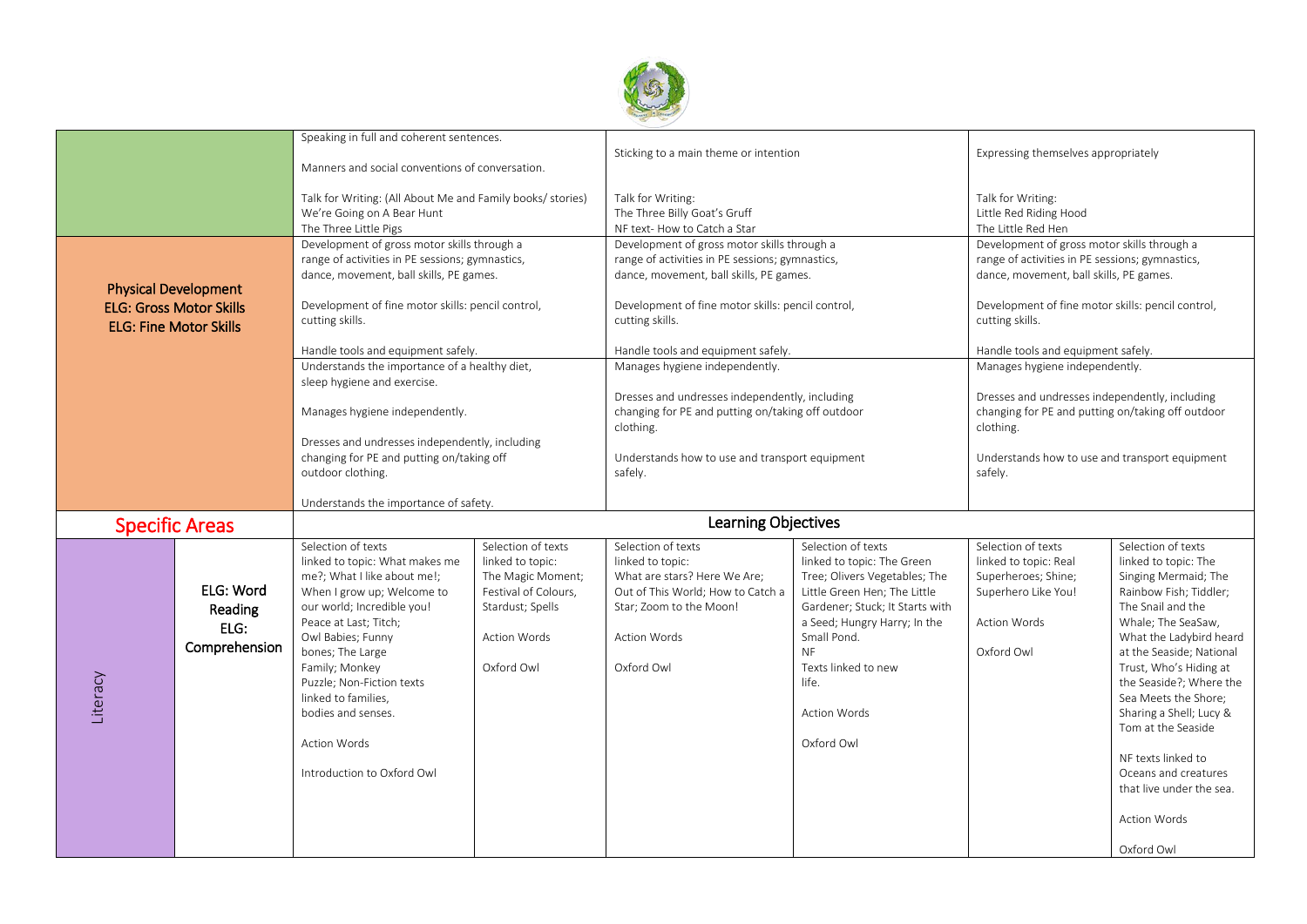| | | | | | | | |
|---|---|---|---|---|---|---|---|
| | | Speaking in full and coherent sentences.<br><br>Manners and social conventions of conversation.<br><br>Talk for Writing: (All About Me and Family books/ stories)<br>We're Going on A Bear Hunt<br>The Three Little Pigs | | Sticking to a main theme or intention<br><br>Talk for Writing:<br>The Three Billy Goat's Gruff<br>NF text- How to Catch a Star | | Expressing themselves appropriately<br><br>Talk for Writing:<br>Little Red Riding Hood<br>The Little Red Hen | |
| **Physical Development**<br>**ELG: Gross Motor Skills**<br>**ELG: Fine Motor Skills** | | Development of gross motor skills through a range of activities in PE sessions; gymnastics, dance, movement, ball skills, PE games.<br><br>Development of fine motor skills: pencil control, cutting skills.<br><br>Handle tools and equipment safely. | | Development of gross motor skills through a range of activities in PE sessions; gymnastics, dance, movement, ball skills, PE games.<br><br>Development of fine motor skills: pencil control, cutting skills.<br><br>Handle tools and equipment safely. | | Development of gross motor skills through a range of activities in PE sessions; gymnastics, dance, movement, ball skills, PE games.<br><br>Development of fine motor skills: pencil control, cutting skills.<br><br>Handle tools and equipment safely. | |
| | | Understands the importance of a healthy diet, sleep hygiene and exercise.<br><br>Manages hygiene independently.<br><br>Dresses and undresses independently, including changing for PE and putting on/taking off outdoor clothing.<br><br>Understands the importance of safety. | | Manages hygiene independently.<br><br>Dresses and undresses independently, including changing for PE and putting on/taking off outdoor clothing.<br><br>Understands how to use and transport equipment safely. | | Manages hygiene independently.<br><br>Dresses and undresses independently, including changing for PE and putting on/taking off outdoor clothing.<br><br>Understands how to use and transport equipment safely. | |
| **Specific Areas** | | **Learning Objectives** | | | | | |
| Literacy | **ELG: Word Reading**<br>**ELG: Comprehension** | Selection of texts linked to topic: What makes me me?; What I like about me!; When I grow up; Welcome to our world; Incredible you! Peace at Last; Titch; Owl Babies; Funny bones; The Large Family; Monkey Puzzle; Non-Fiction texts linked to families, bodies and senses.<br><br>Action Words<br><br>Introduction to Oxford Owl | Selection of texts linked to topic: The Magic Moment; Festival of Colours, Stardust; Spells<br><br>Action Words<br><br>Oxford Owl | Selection of texts linked to topic: What are stars? Here We Are; Out of This World; How to Catch a Star; Zoom to the Moon!<br><br>Action Words<br><br>Oxford Owl | Selection of texts linked to topic: The Green Tree; Olivers Vegetables; The Little Green Hen; The Little Gardener; Stuck; It Starts with a Seed; Hungry Harry; In the Small Pond.<br>NF<br>Texts linked to new life.<br><br>Action Words<br><br>Oxford Owl | Selection of texts linked to topic: Real Superheroes; Shine; Superhero Like You!<br><br>Action Words<br><br>Oxford Owl | Selection of texts linked to topic: The Singing Mermaid; The Rainbow Fish; Tiddler; The Snail and the Whale; The SeaSaw, What the Ladybird heard at the Seaside; National Trust, Who's Hiding at the Seaside?; Where the Sea Meets the Shore; Sharing a Shell; Lucy & Tom at the Seaside<br><br>NF texts linked to Oceans and creatures that live under the sea.<br><br>Action Words<br><br>Oxford Owl |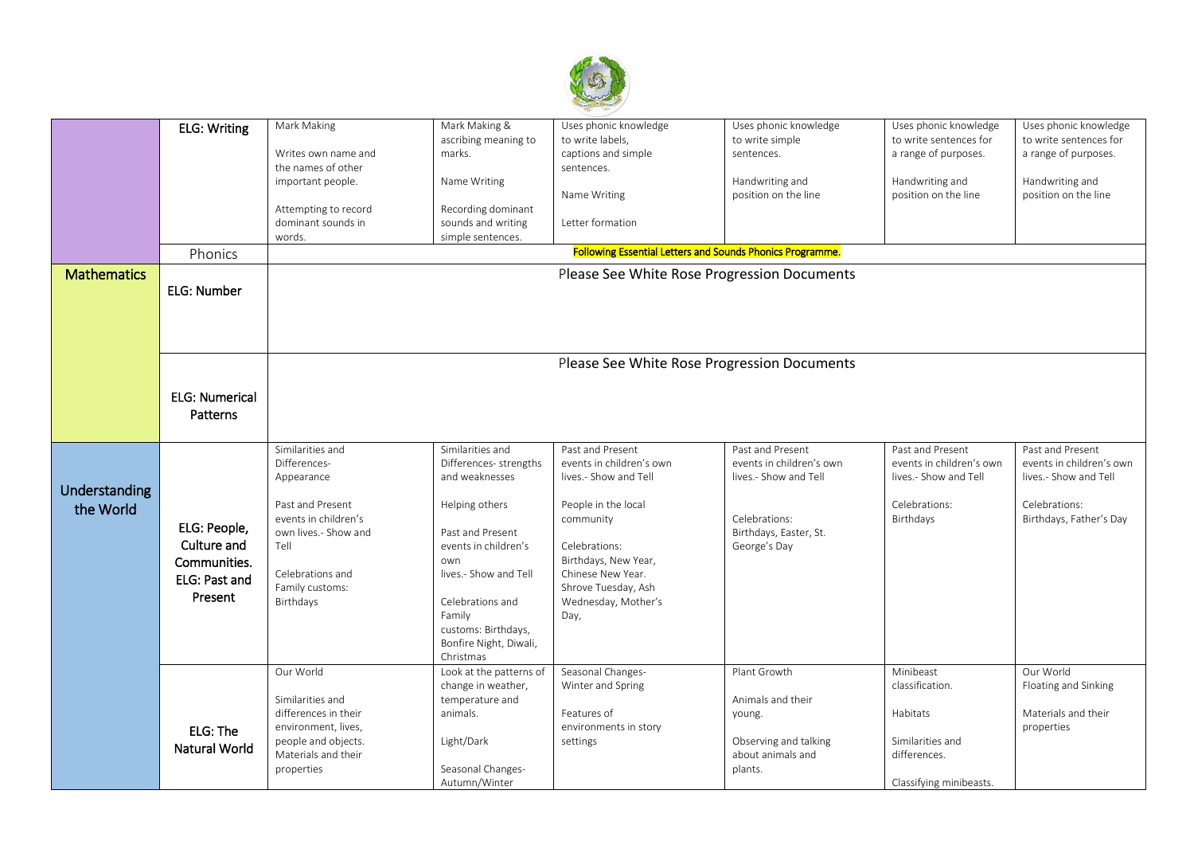|  |  |  |  |  |  |  |  |
|---|---|---|---|---|---|---|---|
|  | ELG: Writing | Mark Making<br><br>Writes own name and the names of other important people.<br><br>Attempting to record dominant sounds in words. | Mark Making & ascribing meaning to marks.<br><br>Name Writing<br><br>Recording dominant sounds and writing simple sentences. | Uses phonic knowledge to write labels, captions and simple sentences.<br><br>Name Writing<br><br>Letter formation | Uses phonic knowledge to write simple sentences.<br><br>Handwriting and position on the line | Uses phonic knowledge to write sentences for a range of purposes.<br><br>Handwriting and position on the line | Uses phonic knowledge to write sentences for a range of purposes.<br><br>Handwriting and position on the line |
|  | Phonics | Following Essential Letters and Sounds Phonics Programme. |  |  |  |  |  |
| Mathematics | ELG: Number | Please See White Rose Progression Documents |  |  |  |  |  |
|  | ELG: Numerical Patterns | Please See White Rose Progression Documents |  |  |  |  |  |
| Understanding the World | ELG: People, Culture and Communities. ELG: Past and Present | Similarities and Differences- Appearance<br><br>Past and Present events in children's own lives.- Show and Tell<br><br>Celebrations and Family customs: Birthdays | Similarities and Differences- strengths and weaknesses<br><br>Helping others<br><br>Past and Present events in children's own lives.- Show and Tell<br><br>Celebrations and Family customs: Birthdays, Bonfire Night, Diwali, Christmas | Past and Present events in children's own lives.- Show and Tell<br><br>People in the local community<br><br>Celebrations: Birthdays, New Year, Chinese New Year. Shrove Tuesday, Ash Wednesday, Mother's Day, | Past and Present events in children's own lives.- Show and Tell<br><br>Celebrations: Birthdays, Easter, St. George's Day | Past and Present events in children's own lives.- Show and Tell<br><br>Celebrations: Birthdays | Past and Present events in children's own lives.- Show and Tell<br><br>Celebrations: Birthdays, Father's Day |
|  | ELG: The Natural World | Our World<br><br>Similarities and differences in their environment, lives, people and objects. Materials and their properties | Look at the patterns of change in weather, temperature and animals.<br><br>Light/Dark<br><br>Seasonal Changes- Autumn/Winter | Seasonal Changes- Winter and Spring<br><br>Features of environments in story settings | Plant Growth<br><br>Animals and their young.<br><br>Observing and talking about animals and plants. | Minibeast classification.<br><br>Habitats<br><br>Similarities and differences.<br><br>Classifying minibeasts. | Our World Floating and Sinking<br><br>Materials and their properties |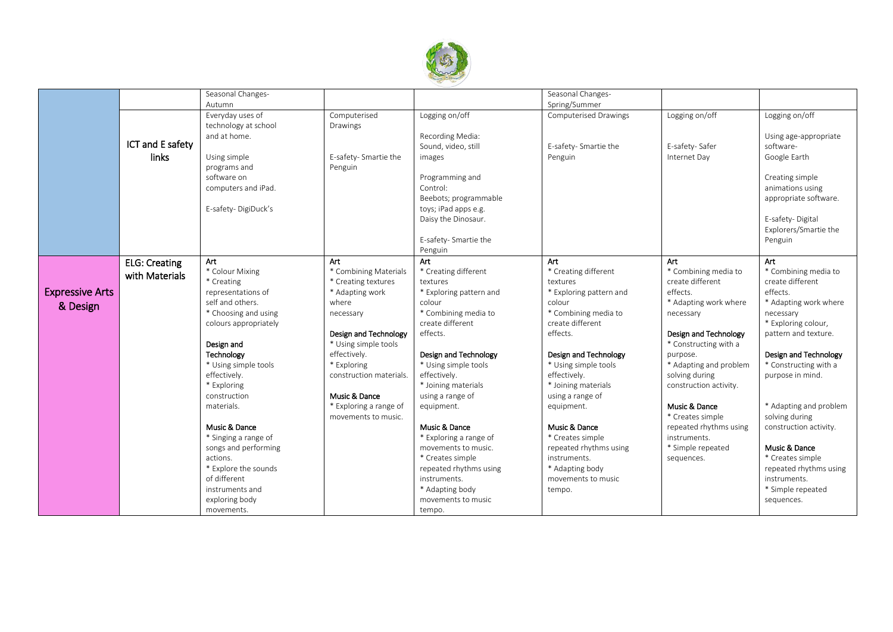| | | | | | | | |
|---|---|---|---|---|---|---|---|
| | | Seasonal Changes- Autumn | | | Seasonal Changes- Spring/Summer | | |
| | ICT and E safety links | Everyday uses of technology at school and at home.<br><br>Using simple programs and software on computers and iPad.<br><br>E-safety- DigiDuck's | Computerised Drawings<br><br>E-safety- Smartie the Penguin | Logging on/off<br><br>Recording Media: Sound, video, still images<br><br>Programming and Control: Beebots; programmable toys; iPad apps e.g. Daisy the Dinosaur.<br><br>E-safety- Smartie the Penguin | Computerised Drawings<br><br>E-safety- Smartie the Penguin | Logging on/off<br><br>E-safety- Safer Internet Day | Logging on/off<br><br>Using age-appropriate software- Google Earth<br><br>Creating simple animations using appropriate software.<br><br>E-safety- Digital Explorers/Smartie the Penguin |
| **Expressive Arts & Design** | **ELG: Creating with Materials** | Art<br>* Colour Mixing<br>* Creating representations of self and others.<br>* Choosing and using colours appropriately<br><br>Design and Technology<br>* Using simple tools effectively.<br>* Exploring construction materials.<br><br>Music & Dance<br>* Singing a range of songs and performing actions.<br>* Explore the sounds of different instruments and exploring body movements. | Art<br>* Combining Materials<br>* Creating textures<br>* Adapting work where necessary<br><br>Design and Technology<br>* Using simple tools effectively.<br>* Exploring construction materials.<br><br>Music & Dance<br>* Exploring a range of movements to music. | Art<br>* Creating different textures<br>* Exploring pattern and colour<br>* Combining media to create different effects.<br><br>Design and Technology<br>* Using simple tools effectively.<br>* Joining materials using a range of equipment.<br><br>Music & Dance<br>* Exploring a range of movements to music.<br>* Creates simple repeated rhythms using instruments.<br>* Adapting body movements to music tempo. | Art<br>* Creating different textures<br>* Exploring pattern and colour<br>* Combining media to create different effects.<br><br>Design and Technology<br>* Using simple tools effectively.<br>* Joining materials using a range of equipment.<br><br>Music & Dance<br>* Creates simple repeated rhythms using instruments.<br>* Adapting body movements to music tempo. | Art<br>* Combining media to create different effects.<br>* Adapting work where necessary<br><br>Design and Technology<br>* Constructing with a purpose.<br>* Adapting and problem solving during construction activity.<br><br>Music & Dance<br>* Creates simple repeated rhythms using instruments.<br>* Simple repeated sequences. | Art<br>* Combining media to create different effects.<br>* Adapting work where necessary<br>* Exploring colour, pattern and texture.<br><br>Design and Technology<br>* Constructing with a purpose in mind.<br><br>* Adapting and problem solving during construction activity.<br><br>Music & Dance<br>* Creates simple repeated rhythms using instruments.<br>* Simple repeated sequences. |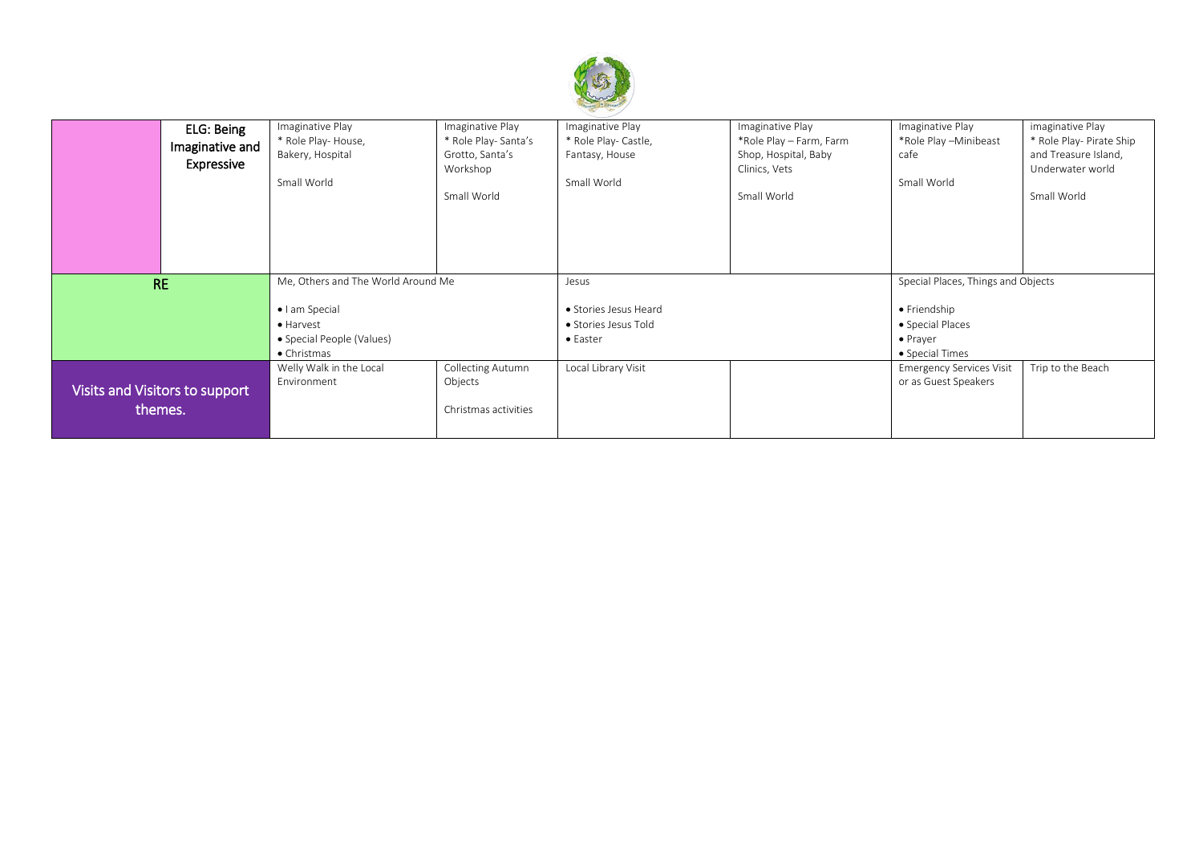| | | | | | | | |
|---|---|---|---|---|---|---|---|
| | ELG: Being Imaginative and Expressive | Imaginative Play<br>* Role Play- House, Bakery, Hospital<br><br>Small World | Imaginative Play<br>* Role Play- Santa's Grotto, Santa's Workshop<br><br>Small World | Imaginative Play<br>* Role Play- Castle, Fantasy, House<br><br>Small World | Imaginative Play<br>*Role Play – Farm, Farm Shop, Hospital, Baby Clinics, Vets<br><br>Small World | Imaginative Play<br>*Role Play –Minibeast cafe<br><br>Small World | imaginative Play<br>* Role Play- Pirate Ship and Treasure Island, Underwater world<br><br>Small World |
| RE | | Me, Others and The World Around Me<br><br>• I am Special<br>• Harvest<br>• Special People (Values)<br>• Christmas | | Jesus<br><br>• Stories Jesus Heard<br>• Stories Jesus Told<br>• Easter | | Special Places, Things and Objects<br><br>• Friendship<br>• Special Places<br>• Prayer<br>• Special Times | |
| Visits and Visitors to support themes. | | Welly Walk in the Local Environment | Collecting Autumn Objects<br><br>Christmas activities | Local Library Visit | | Emergency Services Visit or as Guest Speakers | Trip to the Beach |